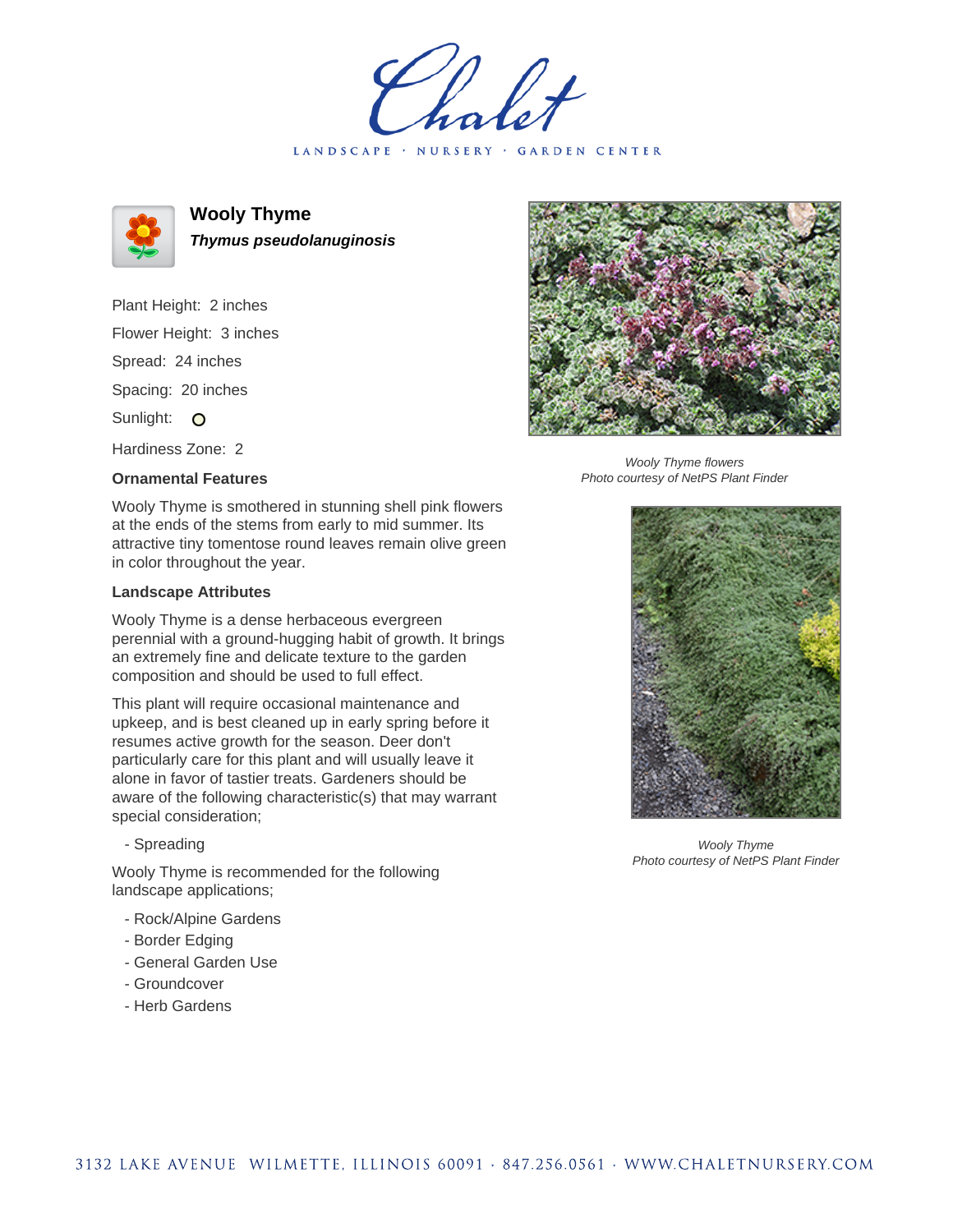# Wooly Thyme

***Thymus pseudolanuginosis***

Plant Height: 2 inches

Flower Height: 3 inches

Spread: 24 inches

Spacing: 20 inches

Sunlight: ○

Hardiness Zone: 2

### Ornamental Features

Wooly Thyme is smothered in stunning shell pink flowers at the ends of the stems from early to mid summer. Its attractive tiny tomentose round leaves remain olive green in color throughout the year.

### Landscape Attributes

Wooly Thyme is a dense herbaceous evergreen perennial with a ground-hugging habit of growth. It brings an extremely fine and delicate texture to the garden composition and should be used to full effect.

This plant will require occasional maintenance and upkeep, and is best cleaned up in early spring before it resumes active growth for the season. Deer don't particularly care for this plant and will usually leave it alone in favor of tastier treats. Gardeners should be aware of the following characteristic(s) that may warrant special consideration;

- Spreading

Wooly Thyme is recommended for the following landscape applications;

- Rock/Alpine Gardens
- Border Edging
- General Garden Use
- Groundcover
- Herb Gardens

*Wooly Thyme flowers*
*Photo courtesy of NetPS Plant Finder*

*Wooly Thyme*
*Photo courtesy of NetPS Plant Finder*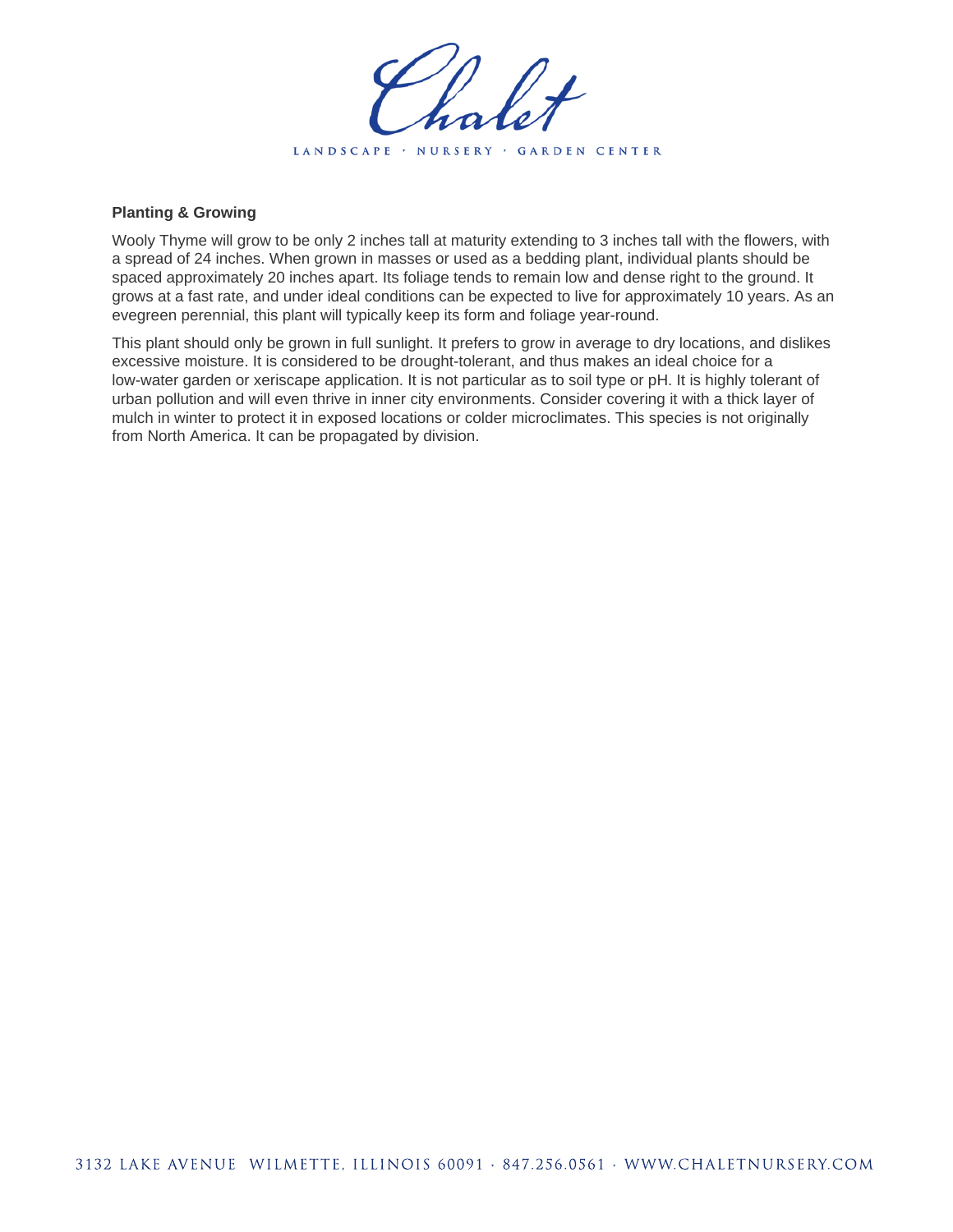**Planting & Growing**

Wooly Thyme will grow to be only 2 inches tall at maturity extending to 3 inches tall with the flowers, with a spread of 24 inches. When grown in masses or used as a bedding plant, individual plants should be spaced approximately 20 inches apart. Its foliage tends to remain low and dense right to the ground. It grows at a fast rate, and under ideal conditions can be expected to live for approximately 10 years. As an evegreen perennial, this plant will typically keep its form and foliage year-round.

This plant should only be grown in full sunlight. It prefers to grow in average to dry locations, and dislikes excessive moisture. It is considered to be drought-tolerant, and thus makes an ideal choice for a low-water garden or xeriscape application. It is not particular as to soil type or pH. It is highly tolerant of urban pollution and will even thrive in inner city environments. Consider covering it with a thick layer of mulch in winter to protect it in exposed locations or colder microclimates. This species is not originally from North America. It can be propagated by division.